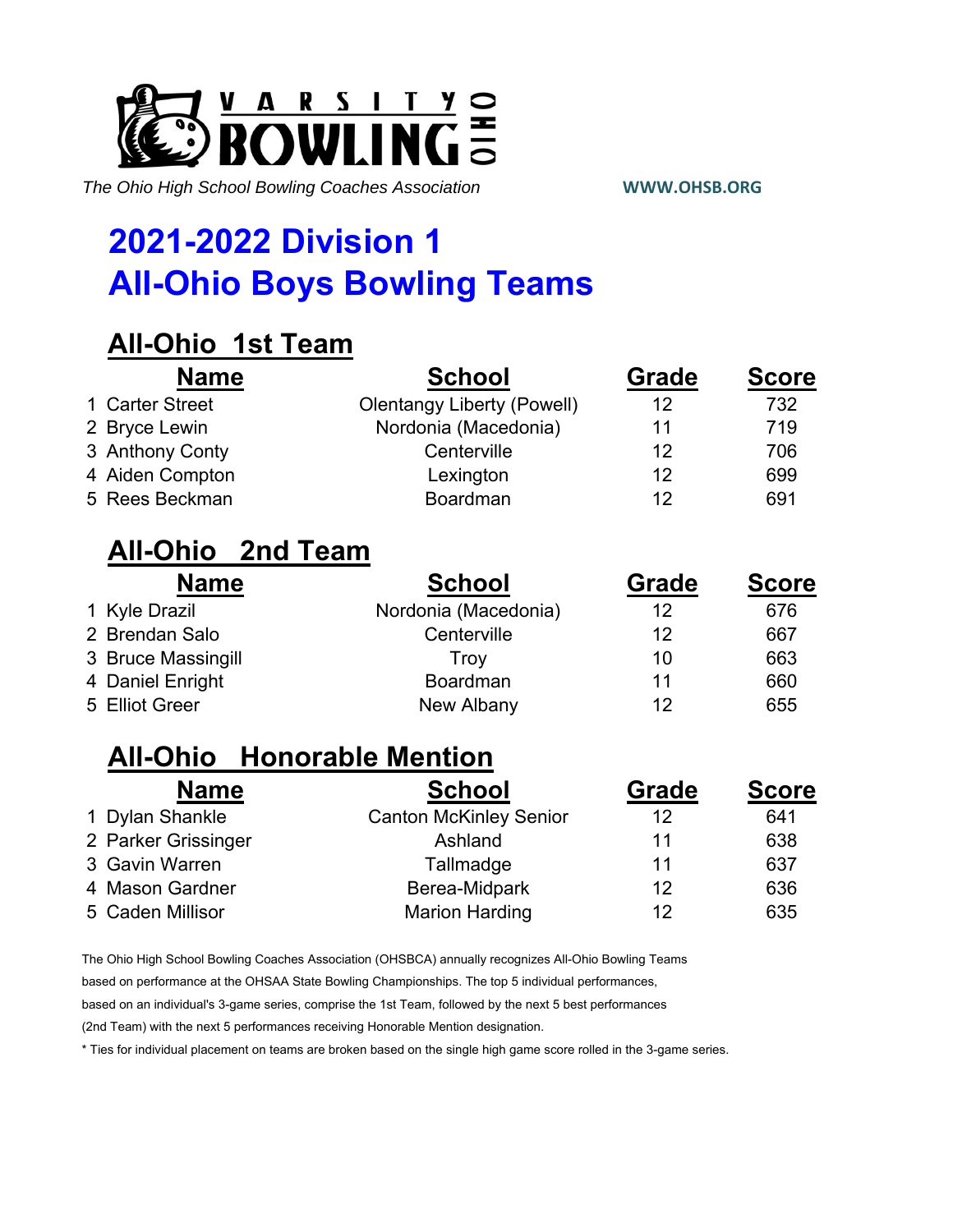VARSITY BOWLING OHIO

*The Ohio High School Bowling Coaches Association* **WWW.OHSB.ORG**

# 2021-2022 Division 1
# All-Ohio Boys Bowling Teams

## All-Ohio 1st Team

| | Name | School | Grade | Score |
|---|---|---|---|---|
| 1 | Carter Street | Olentangy Liberty (Powell) | 12 | 732 |
| 2 | Bryce Lewin | Nordonia (Macedonia) | 11 | 719 |
| 3 | Anthony Conty | Centerville | 12 | 706 |
| 4 | Aiden Compton | Lexington | 12 | 699 |
| 5 | Rees Beckman | Boardman | 12 | 691 |

## All-Ohio 2nd Team

| | Name | School | Grade | Score |
|---|---|---|---|---|
| 1 | Kyle Drazil | Nordonia (Macedonia) | 12 | 676 |
| 2 | Brendan Salo | Centerville | 12 | 667 |
| 3 | Bruce Massingill | Troy | 10 | 663 |
| 4 | Daniel Enright | Boardman | 11 | 660 |
| 5 | Elliot Greer | New Albany | 12 | 655 |

## All-Ohio Honorable Mention

| | Name | School | Grade | Score |
|---|---|---|---|---|
| 1 | Dylan Shankle | Canton McKinley Senior | 12 | 641 |
| 2 | Parker Grissinger | Ashland | 11 | 638 |
| 3 | Gavin Warren | Tallmadge | 11 | 637 |
| 4 | Mason Gardner | Berea-Midpark | 12 | 636 |
| 5 | Caden Millisor | Marion Harding | 12 | 635 |

The Ohio High School Bowling Coaches Association (OHSBCA) annually recognizes All-Ohio Bowling Teams based on performance at the OHSAA State Bowling Championships. The top 5 individual performances, based on an individual's 3-game series, comprise the 1st Team, followed by the next 5 best performances (2nd Team) with the next 5 performances receiving Honorable Mention designation.

* Ties for individual placement on teams are broken based on the single high game score rolled in the 3-game series.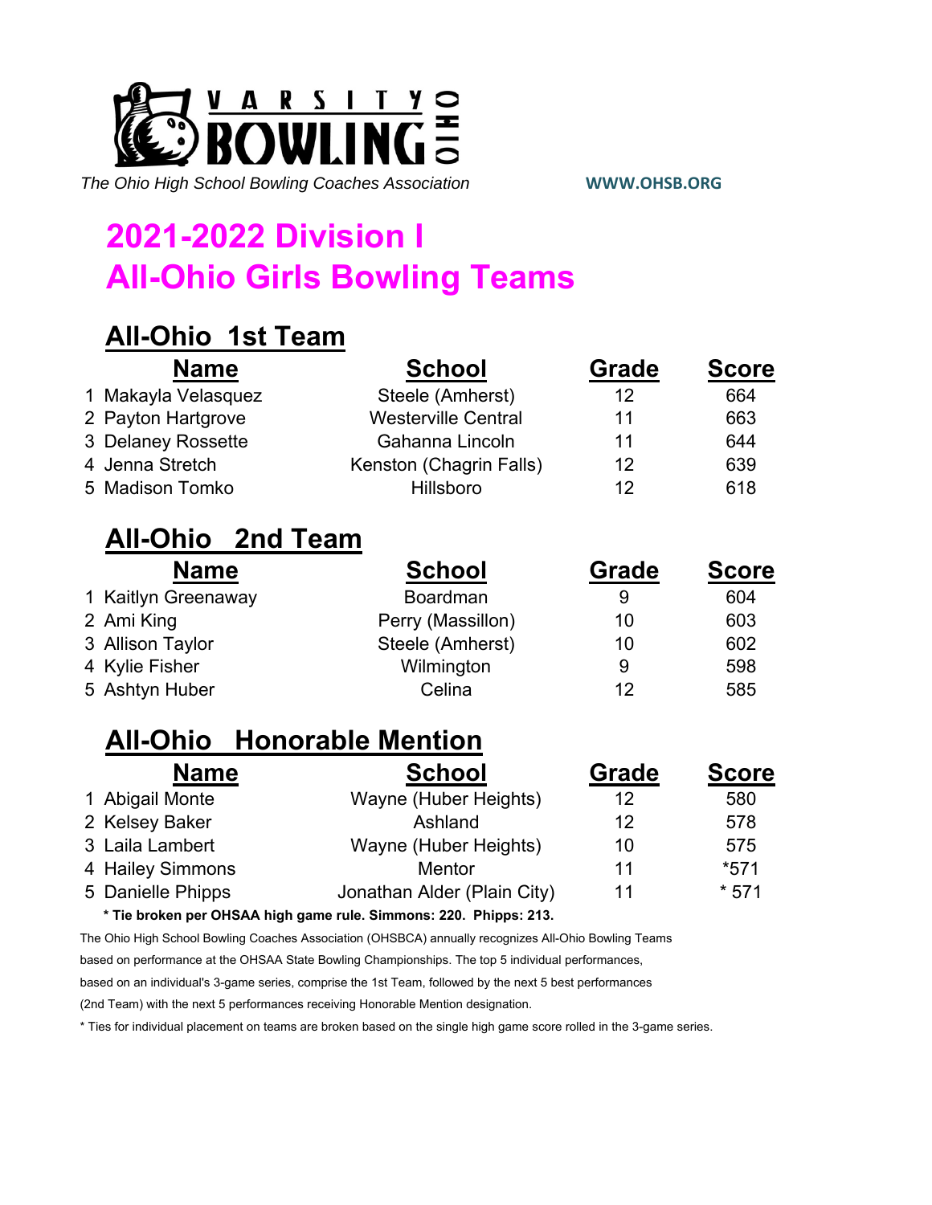*The Ohio High School Bowling Coaches Association* WWW.OHSB.ORG

# 2021-2022 Division I
# All-Ohio Girls Bowling Teams

## All-Ohio 1st Team

| | Name | School | Grade | Score |
|---|---|---|---|---|
| 1 | Makayla Velasquez | Steele (Amherst) | 12 | 664 |
| 2 | Payton Hartgrove | Westerville Central | 11 | 663 |
| 3 | Delaney Rossette | Gahanna Lincoln | 11 | 644 |
| 4 | Jenna Stretch | Kenston (Chagrin Falls) | 12 | 639 |
| 5 | Madison Tomko | Hillsboro | 12 | 618 |

## All-Ohio 2nd Team

| | Name | School | Grade | Score |
|---|---|---|---|---|
| 1 | Kaitlyn Greenaway | Boardman | 9 | 604 |
| 2 | Ami King | Perry (Massillon) | 10 | 603 |
| 3 | Allison Taylor | Steele (Amherst) | 10 | 602 |
| 4 | Kylie Fisher | Wilmington | 9 | 598 |
| 5 | Ashtyn Huber | Celina | 12 | 585 |

## All-Ohio Honorable Mention

| | Name | School | Grade | Score |
|---|---|---|---|---|
| 1 | Abigail Monte | Wayne (Huber Heights) | 12 | 580 |
| 2 | Kelsey Baker | Ashland | 12 | 578 |
| 3 | Laila Lambert | Wayne (Huber Heights) | 10 | 575 |
| 4 | Hailey Simmons | Mentor | 11 | *571 |
| 5 | Danielle Phipps | Jonathan Alder (Plain City) | 11 | * 571 |

**\* Tie broken per OHSAA high game rule. Simmons: 220. Phipps: 213.**

The Ohio High School Bowling Coaches Association (OHSBCA) annually recognizes All-Ohio Bowling Teams based on performance at the OHSAA State Bowling Championships. The top 5 individual performances, based on an individual's 3-game series, comprise the 1st Team, followed by the next 5 best performances (2nd Team) with the next 5 performances receiving Honorable Mention designation.

\* Ties for individual placement on teams are broken based on the single high game score rolled in the 3-game series.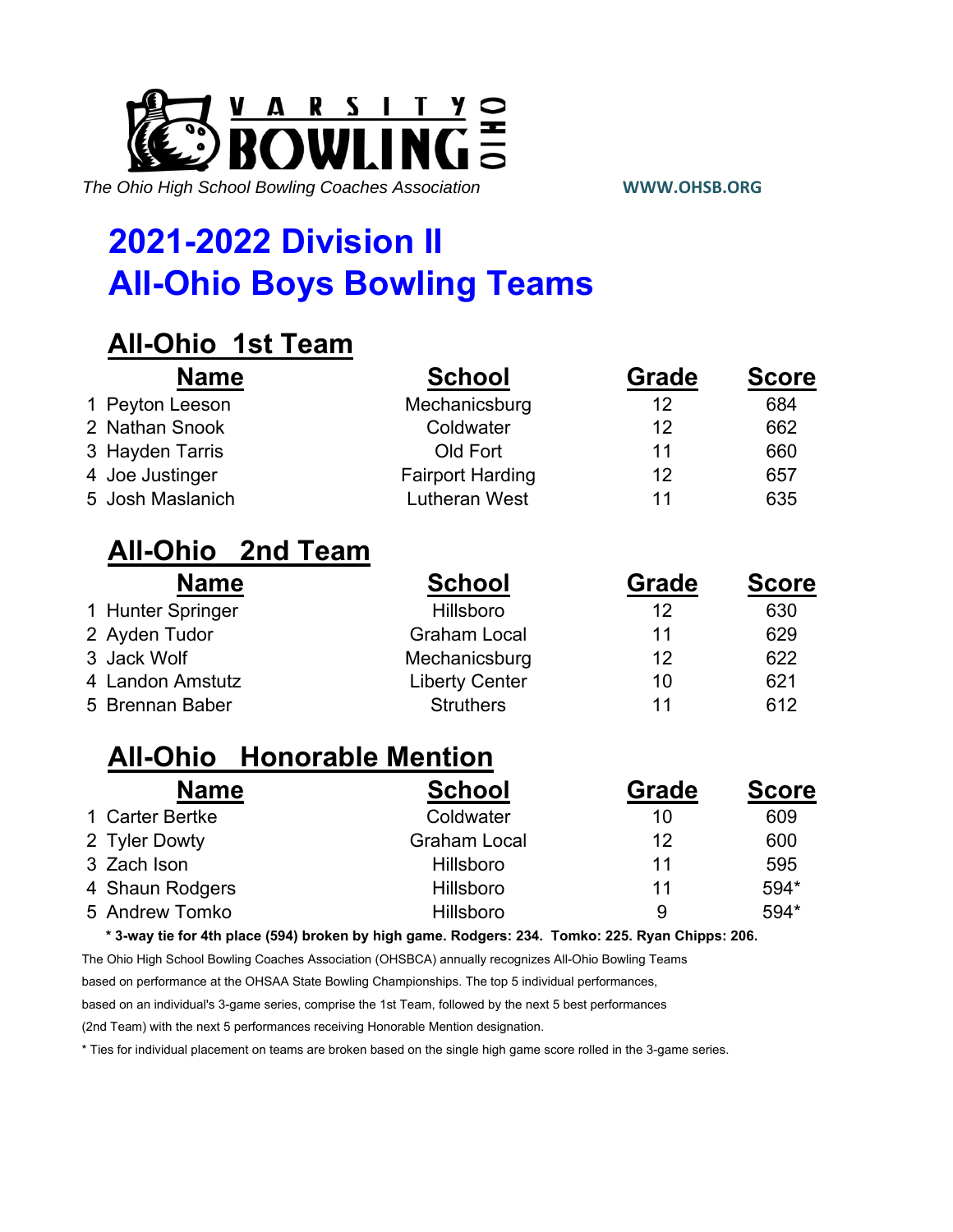VARSITY BOWLING OHIO

*The Ohio High School Bowling Coaches Association*

**WWW.OHSB.ORG**

# 2021-2022 Division II
# All-Ohio Boys Bowling Teams

## All-Ohio 1st Team

| | Name | School | Grade | Score |
|---|---|---|---|---|
| 1 | Peyton Leeson | Mechanicsburg | 12 | 684 |
| 2 | Nathan Snook | Coldwater | 12 | 662 |
| 3 | Hayden Tarris | Old Fort | 11 | 660 |
| 4 | Joe Justinger | Fairport Harding | 12 | 657 |
| 5 | Josh Maslanich | Lutheran West | 11 | 635 |

## All-Ohio 2nd Team

| | Name | School | Grade | Score |
|---|---|---|---|---|
| 1 | Hunter Springer | Hillsboro | 12 | 630 |
| 2 | Ayden Tudor | Graham Local | 11 | 629 |
| 3 | Jack Wolf | Mechanicsburg | 12 | 622 |
| 4 | Landon Amstutz | Liberty Center | 10 | 621 |
| 5 | Brennan Baber | Struthers | 11 | 612 |

## All-Ohio Honorable Mention

| | Name | School | Grade | Score |
|---|---|---|---|---|
| 1 | Carter Bertke | Coldwater | 10 | 609 |
| 2 | Tyler Dowty | Graham Local | 12 | 600 |
| 3 | Zach Ison | Hillsboro | 11 | 595 |
| 4 | Shaun Rodgers | Hillsboro | 11 | 594* |
| 5 | Andrew Tomko | Hillsboro | 9 | 594* |

**\* 3-way tie for 4th place (594) broken by high game. Rodgers: 234. Tomko: 225. Ryan Chipps: 206.**

The Ohio High School Bowling Coaches Association (OHSBCA) annually recognizes All-Ohio Bowling Teams based on performance at the OHSAA State Bowling Championships. The top 5 individual performances, based on an individual's 3-game series, comprise the 1st Team, followed by the next 5 best performances (2nd Team) with the next 5 performances receiving Honorable Mention designation.

\* Ties for individual placement on teams are broken based on the single high game score rolled in the 3-game series.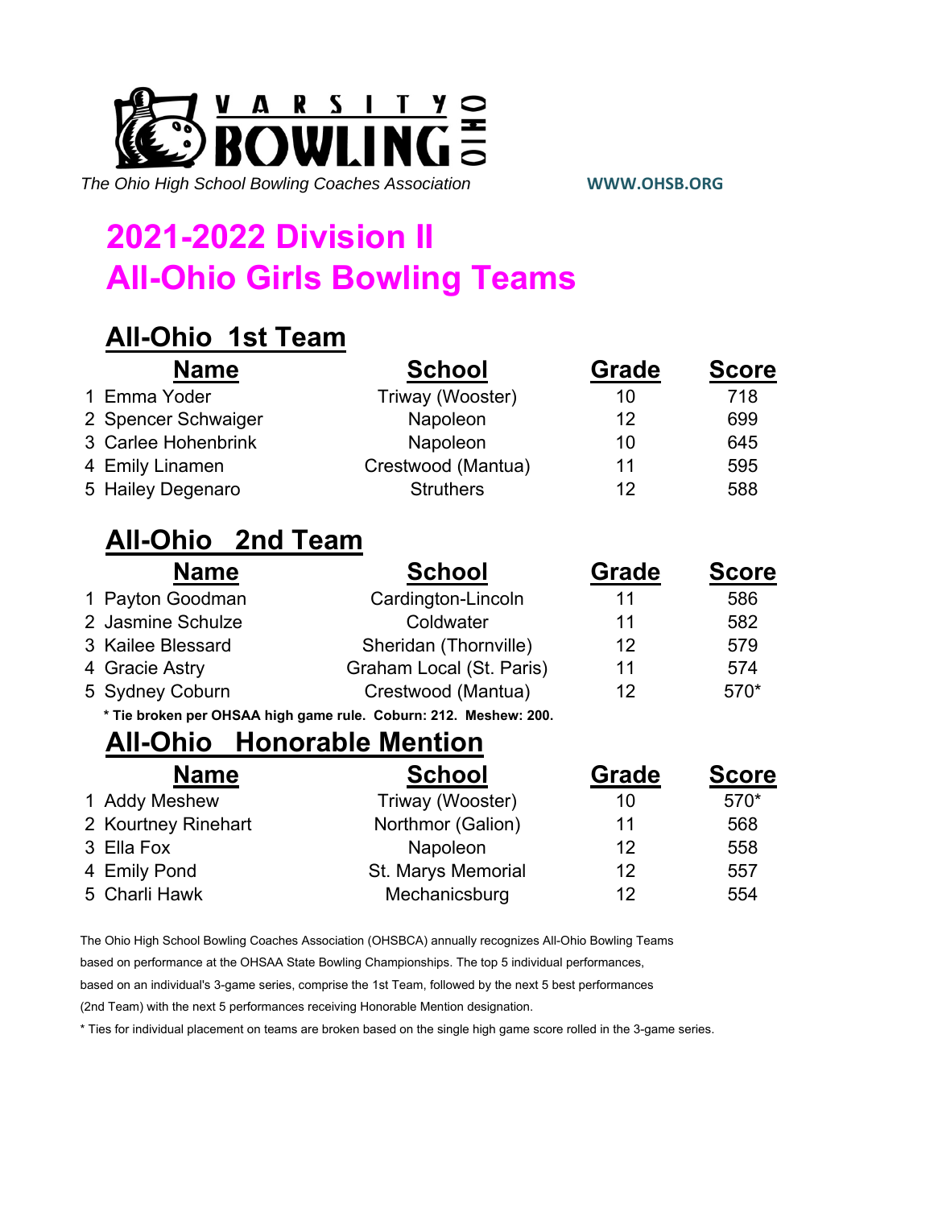The Ohio High School Bowling Coaches Association

WWW.OHSB.ORG

# 2021-2022 Division II All-Ohio Girls Bowling Teams

## All-Ohio 1st Team

| | Name | School | Grade | Score |
|---|---|---|---|---|
| 1 | Emma Yoder | Triway (Wooster) | 10 | 718 |
| 2 | Spencer Schwaiger | Napoleon | 12 | 699 |
| 3 | Carlee Hohenbrink | Napoleon | 10 | 645 |
| 4 | Emily Linamen | Crestwood (Mantua) | 11 | 595 |
| 5 | Hailey Degenaro | Struthers | 12 | 588 |

## All-Ohio 2nd Team

| | Name | School | Grade | Score |
|---|---|---|---|---|
| 1 | Payton Goodman | Cardington-Lincoln | 11 | 586 |
| 2 | Jasmine Schulze | Coldwater | 11 | 582 |
| 3 | Kailee Blessard | Sheridan (Thornville) | 12 | 579 |
| 4 | Gracie Astry | Graham Local (St. Paris) | 11 | 574 |
| 5 | Sydney Coburn | Crestwood (Mantua) | 12 | 570* |

**\* Tie broken per OHSAA high game rule. Coburn: 212. Meshew: 200.**

## All-Ohio Honorable Mention

| | Name | School | Grade | Score |
|---|---|---|---|---|
| 1 | Addy Meshew | Triway (Wooster) | 10 | 570* |
| 2 | Kourtney Rinehart | Northmor (Galion) | 11 | 568 |
| 3 | Ella Fox | Napoleon | 12 | 558 |
| 4 | Emily Pond | St. Marys Memorial | 12 | 557 |
| 5 | Charli Hawk | Mechanicsburg | 12 | 554 |

The Ohio High School Bowling Coaches Association (OHSBCA) annually recognizes All-Ohio Bowling Teams based on performance at the OHSAA State Bowling Championships. The top 5 individual performances, based on an individual's 3-game series, comprise the 1st Team, followed by the next 5 best performances (2nd Team) with the next 5 performances receiving Honorable Mention designation.

\* Ties for individual placement on teams are broken based on the single high game score rolled in the 3-game series.